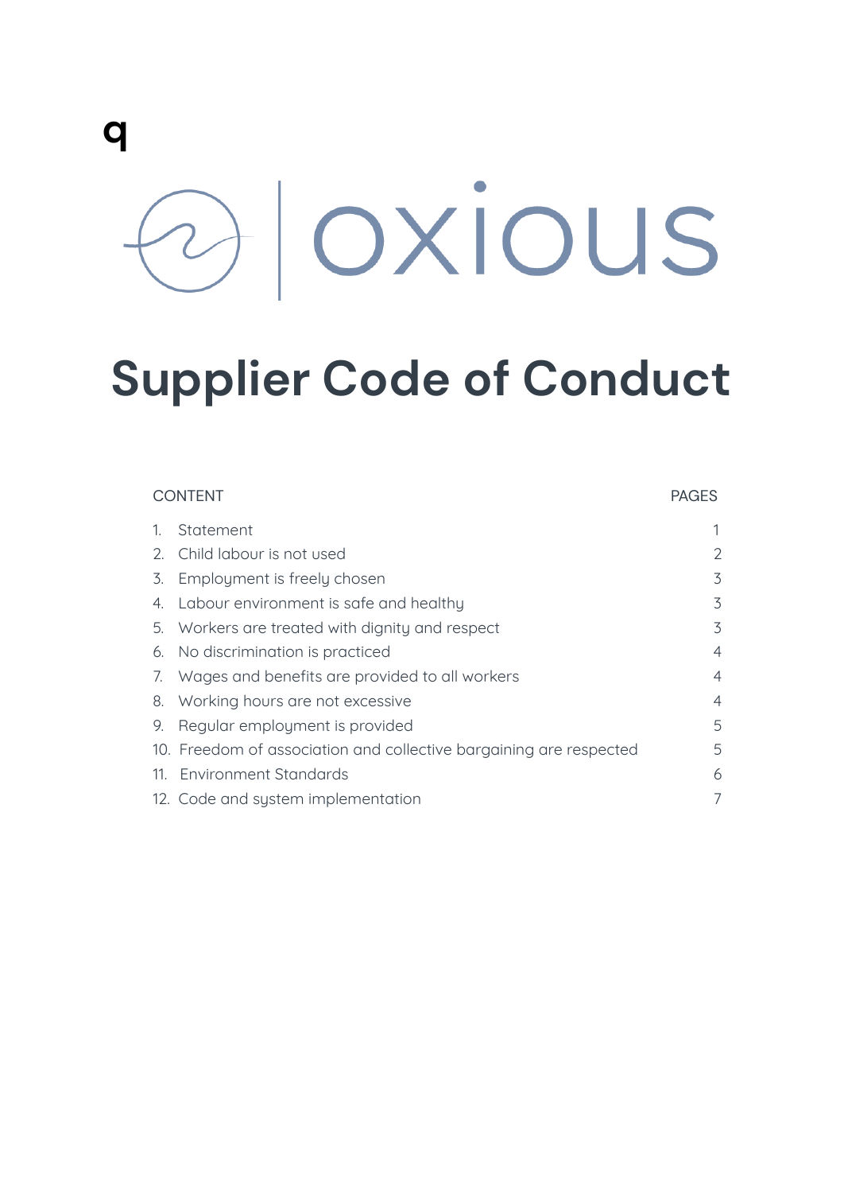q

oxious

# Supplier Code of Conduct

| CONTENT | PAGES |
| --- | --- |
| 1. Statement | 1 |
| 2. Child labour is not used | 2 |
| 3. Employment is freely chosen | 3 |
| 4. Labour environment is safe and healthy | 3 |
| 5. Workers are treated with dignity and respect | 3 |
| 6. No discrimination is practiced | 4 |
| 7. Wages and benefits are provided to all workers | 4 |
| 8. Working hours are not excessive | 4 |
| 9. Regular employment is provided | 5 |
| 10. Freedom of association and collective bargaining are respected | 5 |
| 11. Environment Standards | 6 |
| 12. Code and system implementation | 7 |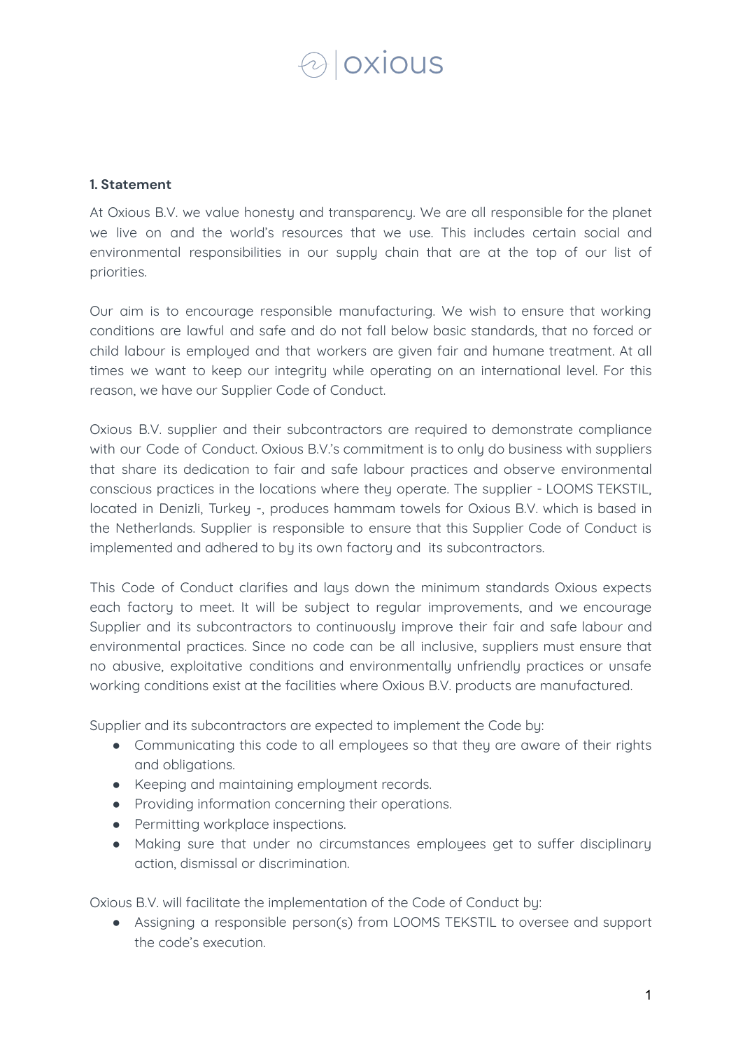**1. Statement**

At Oxious B.V. we value honesty and transparency. We are all responsible for the planet we live on and the world's resources that we use. This includes certain social and environmental responsibilities in our supply chain that are at the top of our list of priorities.

Our aim is to encourage responsible manufacturing. We wish to ensure that working conditions are lawful and safe and do not fall below basic standards, that no forced or child labour is employed and that workers are given fair and humane treatment. At all times we want to keep our integrity while operating on an international level. For this reason, we have our Supplier Code of Conduct.

Oxious B.V. supplier and their subcontractors are required to demonstrate compliance with our Code of Conduct. Oxious B.V.'s commitment is to only do business with suppliers that share its dedication to fair and safe labour practices and observe environmental conscious practices in the locations where they operate. The supplier - LOOMS TEKSTIL, located in Denizli, Turkey -, produces hammam towels for Oxious B.V. which is based in the Netherlands. Supplier is responsible to ensure that this Supplier Code of Conduct is implemented and adhered to by its own factory and its subcontractors.

This Code of Conduct clarifies and lays down the minimum standards Oxious expects each factory to meet. It will be subject to regular improvements, and we encourage Supplier and its subcontractors to continuously improve their fair and safe labour and environmental practices. Since no code can be all inclusive, suppliers must ensure that no abusive, exploitative conditions and environmentally unfriendly practices or unsafe working conditions exist at the facilities where Oxious B.V. products are manufactured.

Supplier and its subcontractors are expected to implement the Code by:

- Communicating this code to all employees so that they are aware of their rights and obligations.
- Keeping and maintaining employment records.
- Providing information concerning their operations.
- Permitting workplace inspections.
- Making sure that under no circumstances employees get to suffer disciplinary action, dismissal or discrimination.

Oxious B.V. will facilitate the implementation of the Code of Conduct by:

- Assigning a responsible person(s) from LOOMS TEKSTIL to oversee and support the code's execution.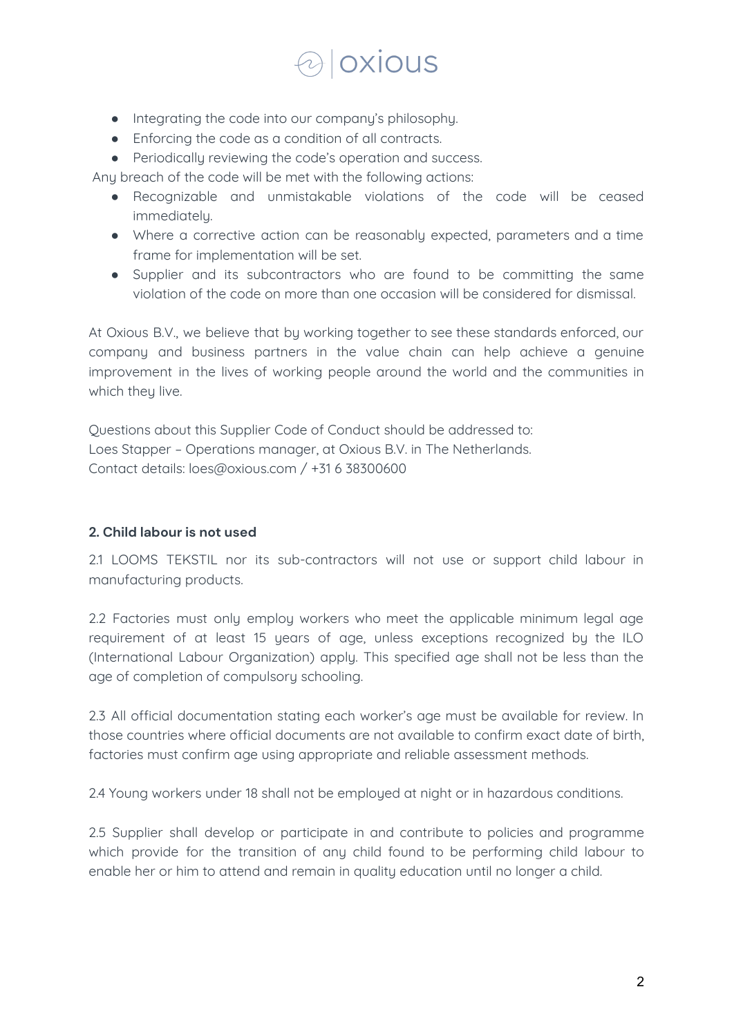- Integrating the code into our company's philosophy.
- Enforcing the code as a condition of all contracts.
- Periodically reviewing the code's operation and success.

Any breach of the code will be met with the following actions:

- Recognizable and unmistakable violations of the code will be ceased immediately.
- Where a corrective action can be reasonably expected, parameters and a time frame for implementation will be set.
- Supplier and its subcontractors who are found to be committing the same violation of the code on more than one occasion will be considered for dismissal.

At Oxious B.V., we believe that by working together to see these standards enforced, our company and business partners in the value chain can help achieve a genuine improvement in the lives of working people around the world and the communities in which they live.

Questions about this Supplier Code of Conduct should be addressed to:
Loes Stapper – Operations manager, at Oxious B.V. in The Netherlands.
Contact details: loes@oxious.com / +31 6 38300600

**2. Child labour is not used**

2.1 LOOMS TEKSTIL nor its sub-contractors will not use or support child labour in manufacturing products.

2.2 Factories must only employ workers who meet the applicable minimum legal age requirement of at least 15 years of age, unless exceptions recognized by the ILO (International Labour Organization) apply. This specified age shall not be less than the age of completion of compulsory schooling.

2.3 All official documentation stating each worker's age must be available for review. In those countries where official documents are not available to confirm exact date of birth, factories must confirm age using appropriate and reliable assessment methods.

2.4 Young workers under 18 shall not be employed at night or in hazardous conditions.

2.5 Supplier shall develop or participate in and contribute to policies and programme which provide for the transition of any child found to be performing child labour to enable her or him to attend and remain in quality education until no longer a child.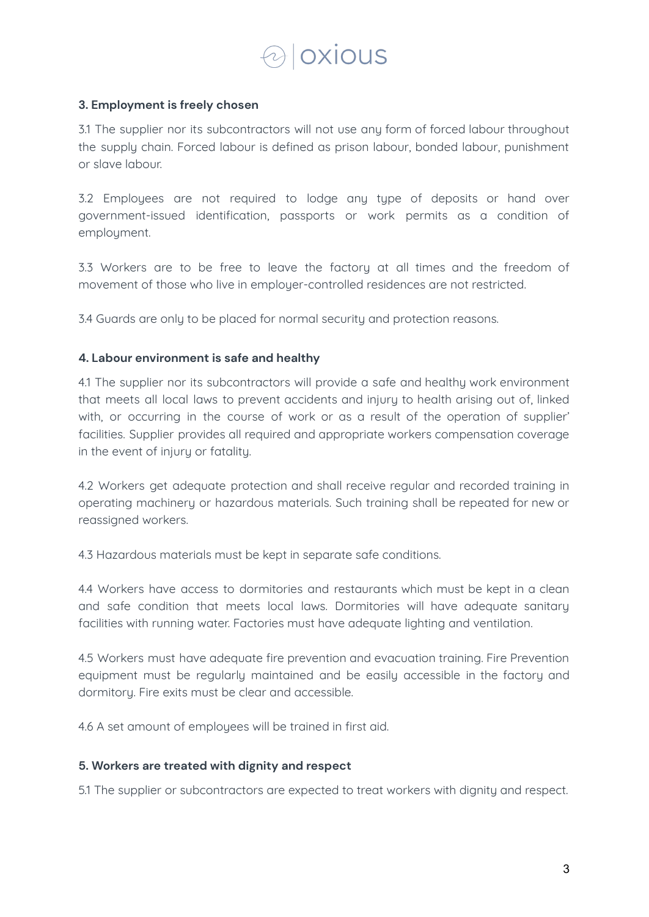### 3. Employment is freely chosen

3.1 The supplier nor its subcontractors will not use any form of forced labour throughout the supply chain. Forced labour is defined as prison labour, bonded labour, punishment or slave labour.

3.2 Employees are not required to lodge any type of deposits or hand over government-issued identification, passports or work permits as a condition of employment.

3.3 Workers are to be free to leave the factory at all times and the freedom of movement of those who live in employer-controlled residences are not restricted.

3.4 Guards are only to be placed for normal security and protection reasons.

### 4. Labour environment is safe and healthy

4.1 The supplier nor its subcontractors will provide a safe and healthy work environment that meets all local laws to prevent accidents and injury to health arising out of, linked with, or occurring in the course of work or as a result of the operation of supplier' facilities. Supplier provides all required and appropriate workers compensation coverage in the event of injury or fatality.

4.2 Workers get adequate protection and shall receive regular and recorded training in operating machinery or hazardous materials. Such training shall be repeated for new or reassigned workers.

4.3 Hazardous materials must be kept in separate safe conditions.

4.4 Workers have access to dormitories and restaurants which must be kept in a clean and safe condition that meets local laws. Dormitories will have adequate sanitary facilities with running water. Factories must have adequate lighting and ventilation.

4.5 Workers must have adequate fire prevention and evacuation training. Fire Prevention equipment must be regularly maintained and be easily accessible in the factory and dormitory. Fire exits must be clear and accessible.

4.6 A set amount of employees will be trained in first aid.

### 5. Workers are treated with dignity and respect

5.1 The supplier or subcontractors are expected to treat workers with dignity and respect.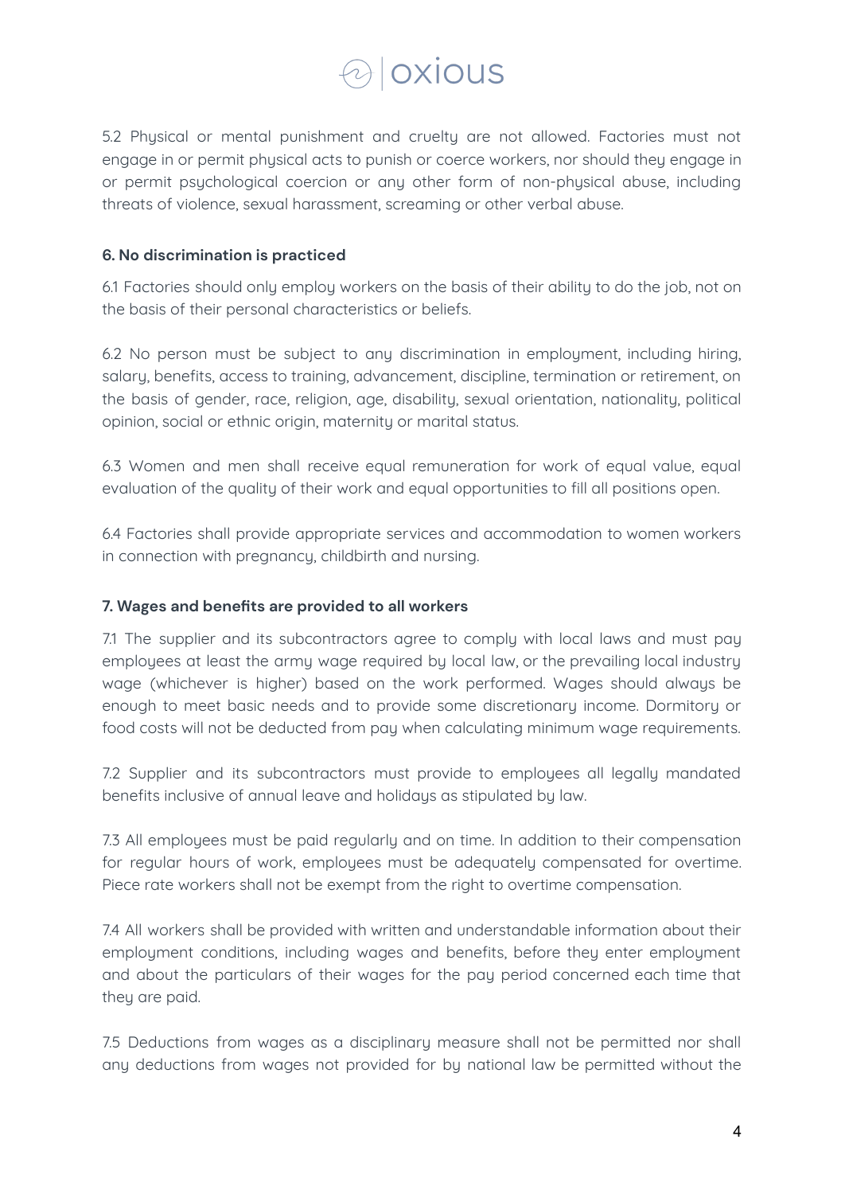5.2 Physical or mental punishment and cruelty are not allowed. Factories must not engage in or permit physical acts to punish or coerce workers, nor should they engage in or permit psychological coercion or any other form of non-physical abuse, including threats of violence, sexual harassment, screaming or other verbal abuse.

**6. No discrimination is practiced**

6.1 Factories should only employ workers on the basis of their ability to do the job, not on the basis of their personal characteristics or beliefs.

6.2 No person must be subject to any discrimination in employment, including hiring, salary, benefits, access to training, advancement, discipline, termination or retirement, on the basis of gender, race, religion, age, disability, sexual orientation, nationality, political opinion, social or ethnic origin, maternity or marital status.

6.3 Women and men shall receive equal remuneration for work of equal value, equal evaluation of the quality of their work and equal opportunities to fill all positions open.

6.4 Factories shall provide appropriate services and accommodation to women workers in connection with pregnancy, childbirth and nursing.

**7. Wages and benefits are provided to all workers**

7.1 The supplier and its subcontractors agree to comply with local laws and must pay employees at least the army wage required by local law, or the prevailing local industry wage (whichever is higher) based on the work performed. Wages should always be enough to meet basic needs and to provide some discretionary income. Dormitory or food costs will not be deducted from pay when calculating minimum wage requirements.

7.2 Supplier and its subcontractors must provide to employees all legally mandated benefits inclusive of annual leave and holidays as stipulated by law.

7.3 All employees must be paid regularly and on time. In addition to their compensation for regular hours of work, employees must be adequately compensated for overtime. Piece rate workers shall not be exempt from the right to overtime compensation.

7.4 All workers shall be provided with written and understandable information about their employment conditions, including wages and benefits, before they enter employment and about the particulars of their wages for the pay period concerned each time that they are paid.

7.5 Deductions from wages as a disciplinary measure shall not be permitted nor shall any deductions from wages not provided for by national law be permitted without the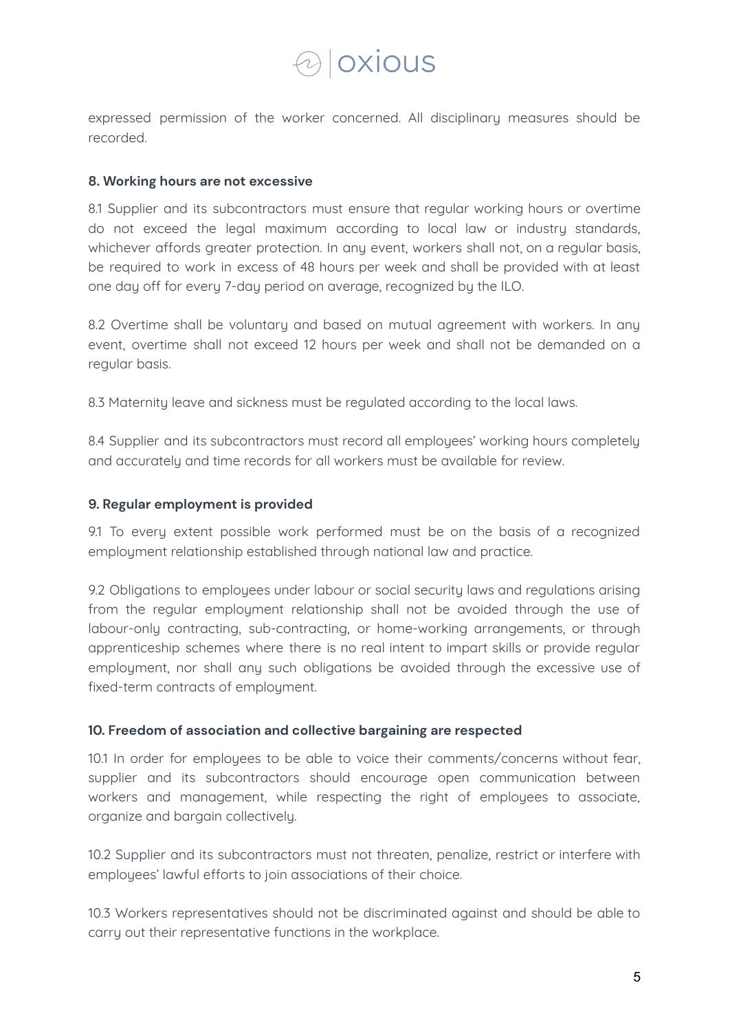expressed permission of the worker concerned. All disciplinary measures should be recorded.

### 8. Working hours are not excessive

8.1 Supplier and its subcontractors must ensure that regular working hours or overtime do not exceed the legal maximum according to local law or industry standards, whichever affords greater protection. In any event, workers shall not, on a regular basis, be required to work in excess of 48 hours per week and shall be provided with at least one day off for every 7-day period on average, recognized by the ILO.

8.2 Overtime shall be voluntary and based on mutual agreement with workers. In any event, overtime shall not exceed 12 hours per week and shall not be demanded on a regular basis.

8.3 Maternity leave and sickness must be regulated according to the local laws.

8.4 Supplier and its subcontractors must record all employees' working hours completely and accurately and time records for all workers must be available for review.

### 9. Regular employment is provided

9.1 To every extent possible work performed must be on the basis of a recognized employment relationship established through national law and practice.

9.2 Obligations to employees under labour or social security laws and regulations arising from the regular employment relationship shall not be avoided through the use of labour-only contracting, sub-contracting, or home-working arrangements, or through apprenticeship schemes where there is no real intent to impart skills or provide regular employment, nor shall any such obligations be avoided through the excessive use of fixed-term contracts of employment.

### 10. Freedom of association and collective bargaining are respected

10.1 In order for employees to be able to voice their comments/concerns without fear, supplier and its subcontractors should encourage open communication between workers and management, while respecting the right of employees to associate, organize and bargain collectively.

10.2 Supplier and its subcontractors must not threaten, penalize, restrict or interfere with employees' lawful efforts to join associations of their choice.

10.3 Workers representatives should not be discriminated against and should be able to carry out their representative functions in the workplace.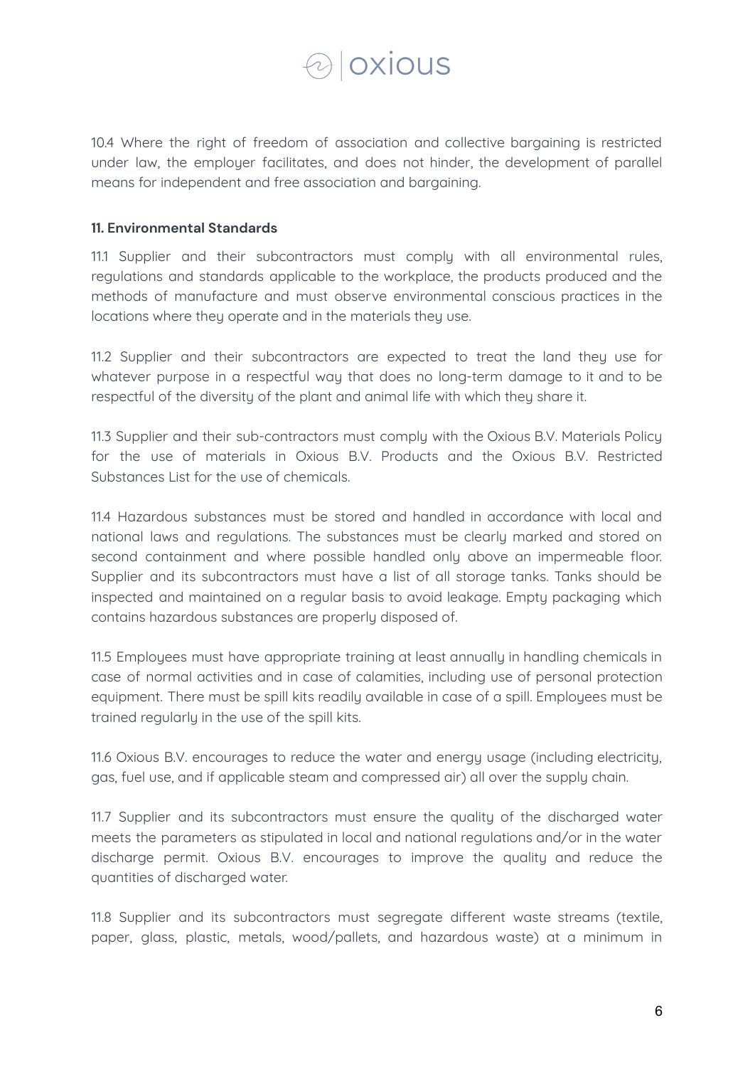10.4 Where the right of freedom of association and collective bargaining is restricted under law, the employer facilitates, and does not hinder, the development of parallel means for independent and free association and bargaining.

**11. Environmental Standards**

11.1 Supplier and their subcontractors must comply with all environmental rules, regulations and standards applicable to the workplace, the products produced and the methods of manufacture and must observe environmental conscious practices in the locations where they operate and in the materials they use.

11.2 Supplier and their subcontractors are expected to treat the land they use for whatever purpose in a respectful way that does no long-term damage to it and to be respectful of the diversity of the plant and animal life with which they share it.

11.3 Supplier and their sub-contractors must comply with the Oxious B.V. Materials Policy for the use of materials in Oxious B.V. Products and the Oxious B.V. Restricted Substances List for the use of chemicals.

11.4 Hazardous substances must be stored and handled in accordance with local and national laws and regulations. The substances must be clearly marked and stored on second containment and where possible handled only above an impermeable floor. Supplier and its subcontractors must have a list of all storage tanks. Tanks should be inspected and maintained on a regular basis to avoid leakage. Empty packaging which contains hazardous substances are properly disposed of.

11.5 Employees must have appropriate training at least annually in handling chemicals in case of normal activities and in case of calamities, including use of personal protection equipment. There must be spill kits readily available in case of a spill. Employees must be trained regularly in the use of the spill kits.

11.6 Oxious B.V. encourages to reduce the water and energy usage (including electricity, gas, fuel use, and if applicable steam and compressed air) all over the supply chain.

11.7 Supplier and its subcontractors must ensure the quality of the discharged water meets the parameters as stipulated in local and national regulations and/or in the water discharge permit. Oxious B.V. encourages to improve the quality and reduce the quantities of discharged water.

11.8 Supplier and its subcontractors must segregate different waste streams (textile, paper, glass, plastic, metals, wood/pallets, and hazardous waste) at a minimum in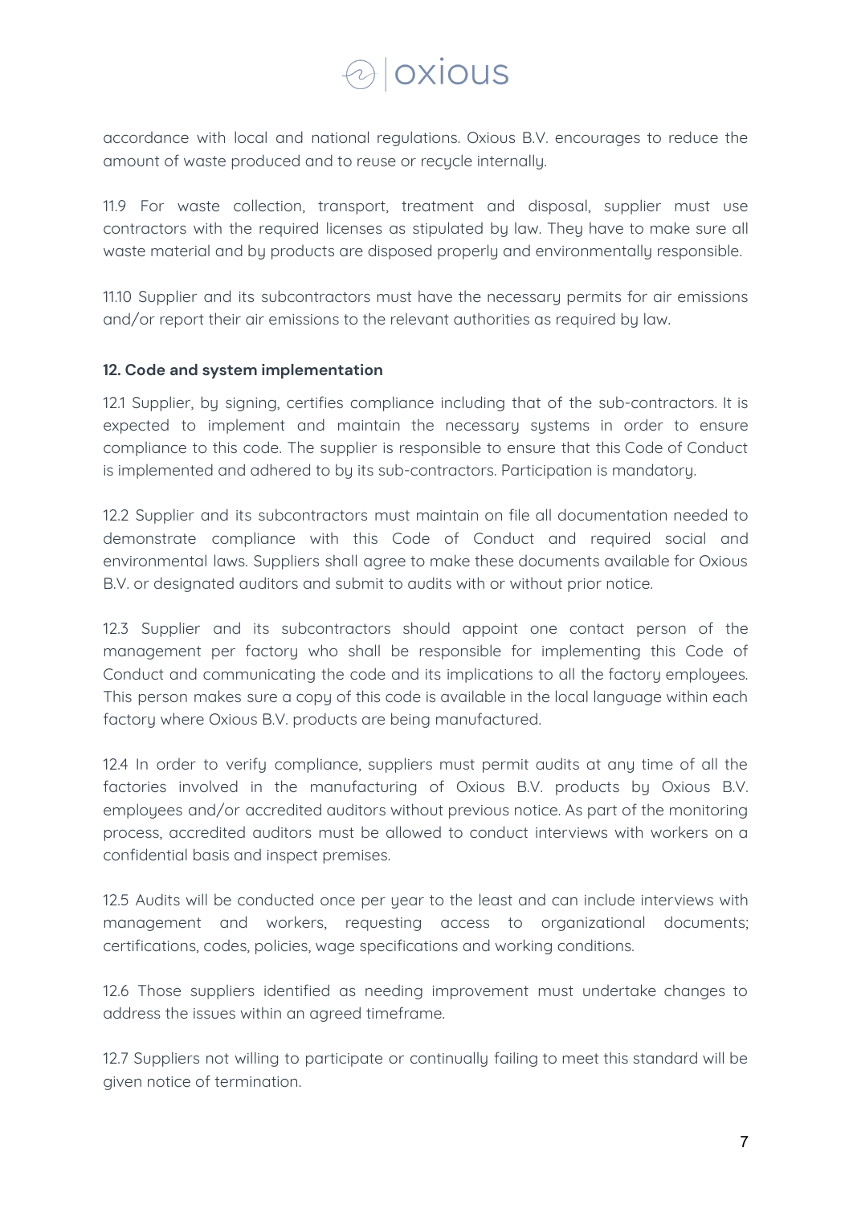accordance with local and national regulations. Oxious B.V. encourages to reduce the amount of waste produced and to reuse or recycle internally.

11.9 For waste collection, transport, treatment and disposal, supplier must use contractors with the required licenses as stipulated by law. They have to make sure all waste material and by products are disposed properly and environmentally responsible.

11.10 Supplier and its subcontractors must have the necessary permits for air emissions and/or report their air emissions to the relevant authorities as required by law.

**12. Code and system implementation**

12.1 Supplier, by signing, certifies compliance including that of the sub-contractors. It is expected to implement and maintain the necessary systems in order to ensure compliance to this code. The supplier is responsible to ensure that this Code of Conduct is implemented and adhered to by its sub-contractors. Participation is mandatory.

12.2 Supplier and its subcontractors must maintain on file all documentation needed to demonstrate compliance with this Code of Conduct and required social and environmental laws. Suppliers shall agree to make these documents available for Oxious B.V. or designated auditors and submit to audits with or without prior notice.

12.3 Supplier and its subcontractors should appoint one contact person of the management per factory who shall be responsible for implementing this Code of Conduct and communicating the code and its implications to all the factory employees. This person makes sure a copy of this code is available in the local language within each factory where Oxious B.V. products are being manufactured.

12.4 In order to verify compliance, suppliers must permit audits at any time of all the factories involved in the manufacturing of Oxious B.V. products by Oxious B.V. employees and/or accredited auditors without previous notice. As part of the monitoring process, accredited auditors must be allowed to conduct interviews with workers on a confidential basis and inspect premises.

12.5 Audits will be conducted once per year to the least and can include interviews with management and workers, requesting access to organizational documents; certifications, codes, policies, wage specifications and working conditions.

12.6 Those suppliers identified as needing improvement must undertake changes to address the issues within an agreed timeframe.

12.7 Suppliers not willing to participate or continually failing to meet this standard will be given notice of termination.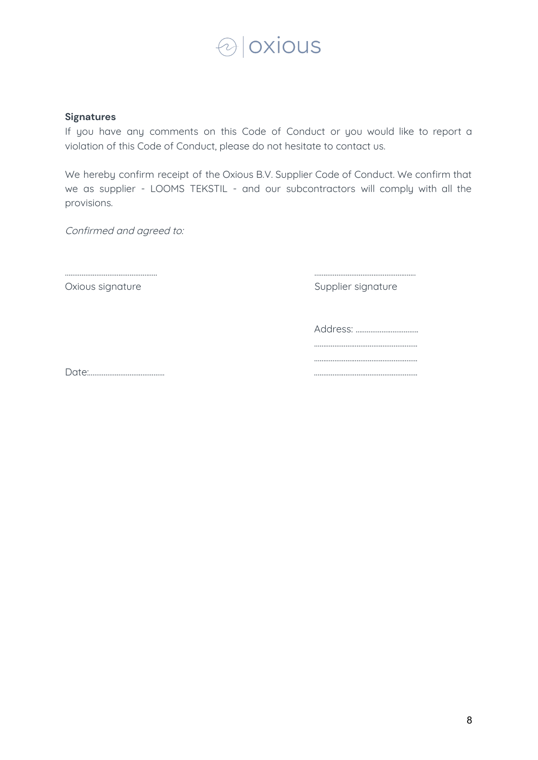**Signatures**

If you have any comments on this Code of Conduct or you would like to report a violation of this Code of Conduct, please do not hesitate to contact us.

We hereby confirm receipt of the Oxious B.V. Supplier Code of Conduct. We confirm that we as supplier - LOOMS TEKSTIL - and our subcontractors will comply with all the provisions.

*Confirmed and agreed to:*

.................................................
Oxious signature

.................................................
Supplier signature

Address: .................................
.................................................
.................................................
.................................................

Date:.........................................